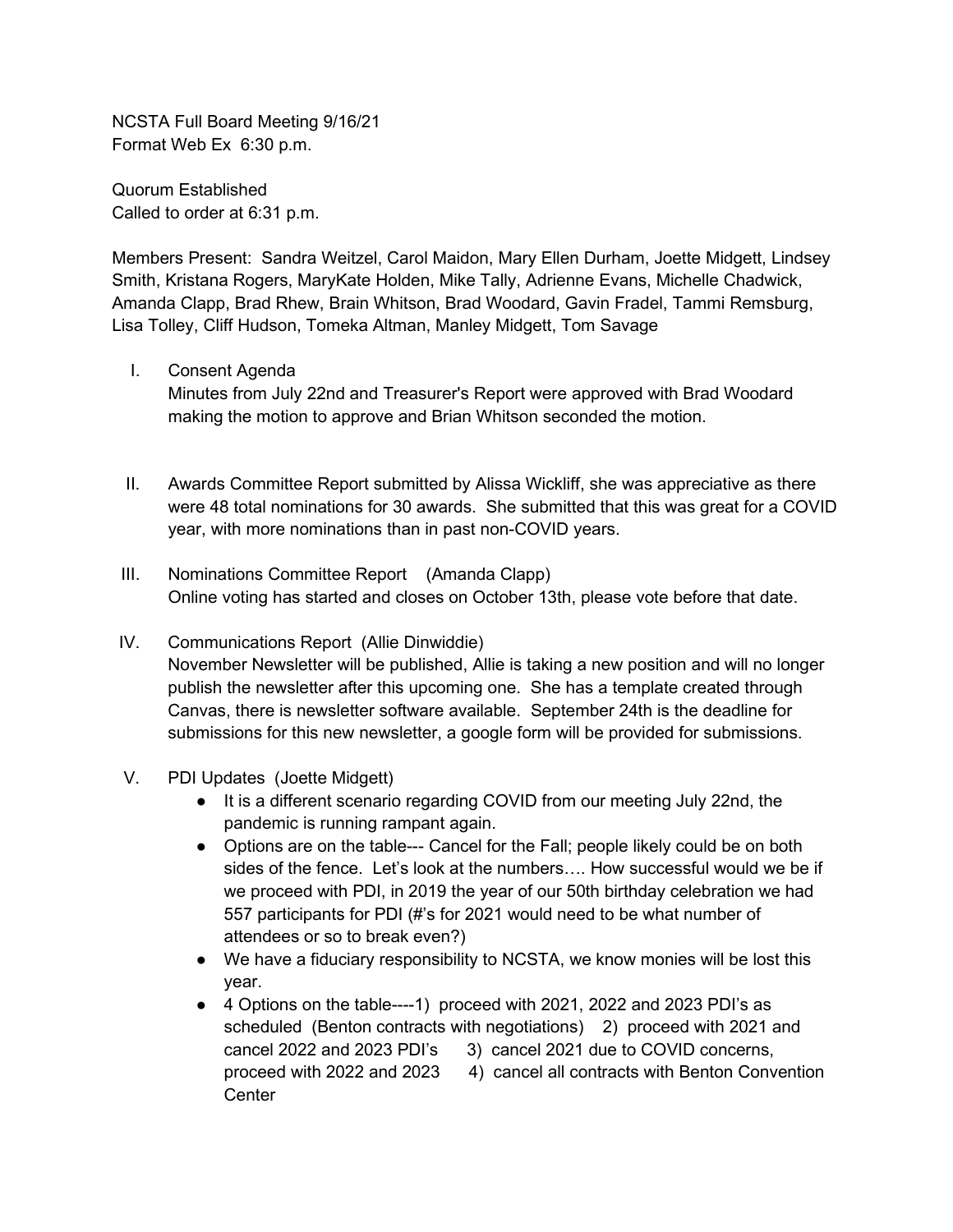NCSTA Full Board Meeting 9/16/21
Format Web Ex 6:30 p.m.

Quorum Established
Called to order at 6:31 p.m.

Members Present: Sandra Weitzel, Carol Maidon, Mary Ellen Durham, Joette Midgett, Lindsey Smith, Kristana Rogers, MaryKate Holden, Mike Tally, Adrienne Evans, Michelle Chadwick, Amanda Clapp, Brad Rhew, Brain Whitson, Brad Woodard, Gavin Fradel, Tammi Remsburg, Lisa Tolley, Cliff Hudson, Tomeka Altman, Manley Midgett, Tom Savage

I. Consent Agenda
   Minutes from July 22nd and Treasurer's Report were approved with Brad Woodard making the motion to approve and Brian Whitson seconded the motion.

II. Awards Committee Report submitted by Alissa Wickliff, she was appreciative as there were 48 total nominations for 30 awards. She submitted that this was great for a COVID year, with more nominations than in past non-COVID years.

III. Nominations Committee Report (Amanda Clapp)
   Online voting has started and closes on October 13th, please vote before that date.

IV. Communications Report (Allie Dinwiddie)
   November Newsletter will be published, Allie is taking a new position and will no longer publish the newsletter after this upcoming one. She has a template created through Canvas, there is newsletter software available. September 24th is the deadline for submissions for this new newsletter, a google form will be provided for submissions.

V. PDI Updates (Joette Midgett)
   - It is a different scenario regarding COVID from our meeting July 22nd, the pandemic is running rampant again.
   - Options are on the table--- Cancel for the Fall; people likely could be on both sides of the fence. Let's look at the numbers…. How successful would we be if we proceed with PDI, in 2019 the year of our 50th birthday celebration we had 557 participants for PDI (#'s for 2021 would need to be what number of attendees or so to break even?)
   - We have a fiduciary responsibility to NCSTA, we know monies will be lost this year.
   - 4 Options on the table----1) proceed with 2021, 2022 and 2023 PDI's as scheduled (Benton contracts with negotiations) 2) proceed with 2021 and cancel 2022 and 2023 PDI's 3) cancel 2021 due to COVID concerns, proceed with 2022 and 2023 4) cancel all contracts with Benton Convention Center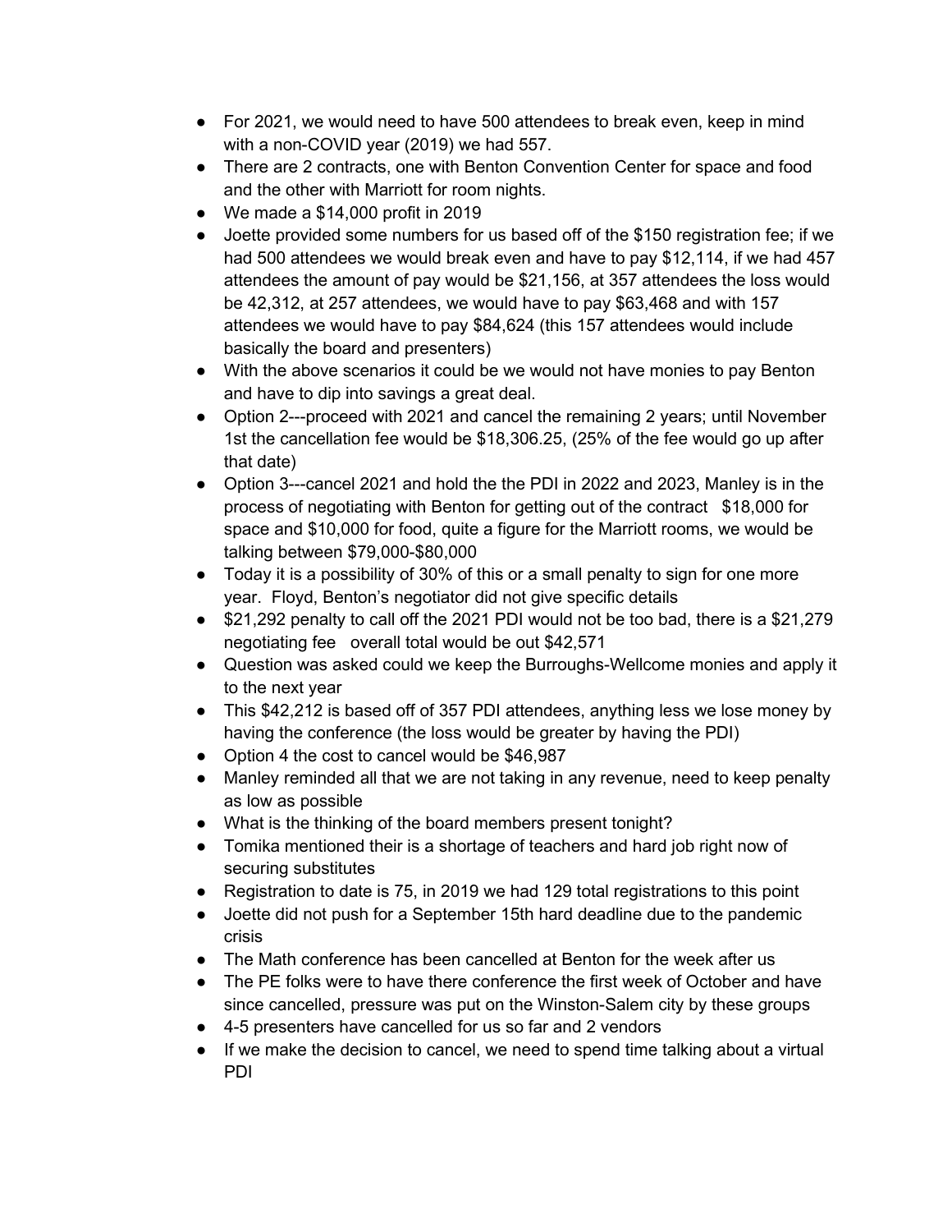- For 2021, we would need to have 500 attendees to break even, keep in mind with a non-COVID year (2019) we had 557.
- There are 2 contracts, one with Benton Convention Center for space and food and the other with Marriott for room nights.
- We made a $14,000 profit in 2019
- Joette provided some numbers for us based off of the $150 registration fee; if we had 500 attendees we would break even and have to pay $12,114, if we had 457 attendees the amount of pay would be $21,156, at 357 attendees the loss would be 42,312, at 257 attendees, we would have to pay $63,468 and with 157 attendees we would have to pay $84,624 (this 157 attendees would include basically the board and presenters)
- With the above scenarios it could be we would not have monies to pay Benton and have to dip into savings a great deal.
- Option 2---proceed with 2021 and cancel the remaining 2 years; until November 1st the cancellation fee would be $18,306.25, (25% of the fee would go up after that date)
- Option 3---cancel 2021 and hold the the PDI in 2022 and 2023, Manley is in the process of negotiating with Benton for getting out of the contract $18,000 for space and $10,000 for food, quite a figure for the Marriott rooms, we would be talking between $79,000-$80,000
- Today it is a possibility of 30% of this or a small penalty to sign for one more year. Floyd, Benton's negotiator did not give specific details
- $21,292 penalty to call off the 2021 PDI would not be too bad, there is a $21,279 negotiating fee overall total would be out $42,571
- Question was asked could we keep the Burroughs-Wellcome monies and apply it to the next year
- This $42,212 is based off of 357 PDI attendees, anything less we lose money by having the conference (the loss would be greater by having the PDI)
- Option 4 the cost to cancel would be $46,987
- Manley reminded all that we are not taking in any revenue, need to keep penalty as low as possible
- What is the thinking of the board members present tonight?
- Tomika mentioned their is a shortage of teachers and hard job right now of securing substitutes
- Registration to date is 75, in 2019 we had 129 total registrations to this point
- Joette did not push for a September 15th hard deadline due to the pandemic crisis
- The Math conference has been cancelled at Benton for the week after us
- The PE folks were to have there conference the first week of October and have since cancelled, pressure was put on the Winston-Salem city by these groups
- 4-5 presenters have cancelled for us so far and 2 vendors
- If we make the decision to cancel, we need to spend time talking about a virtual PDI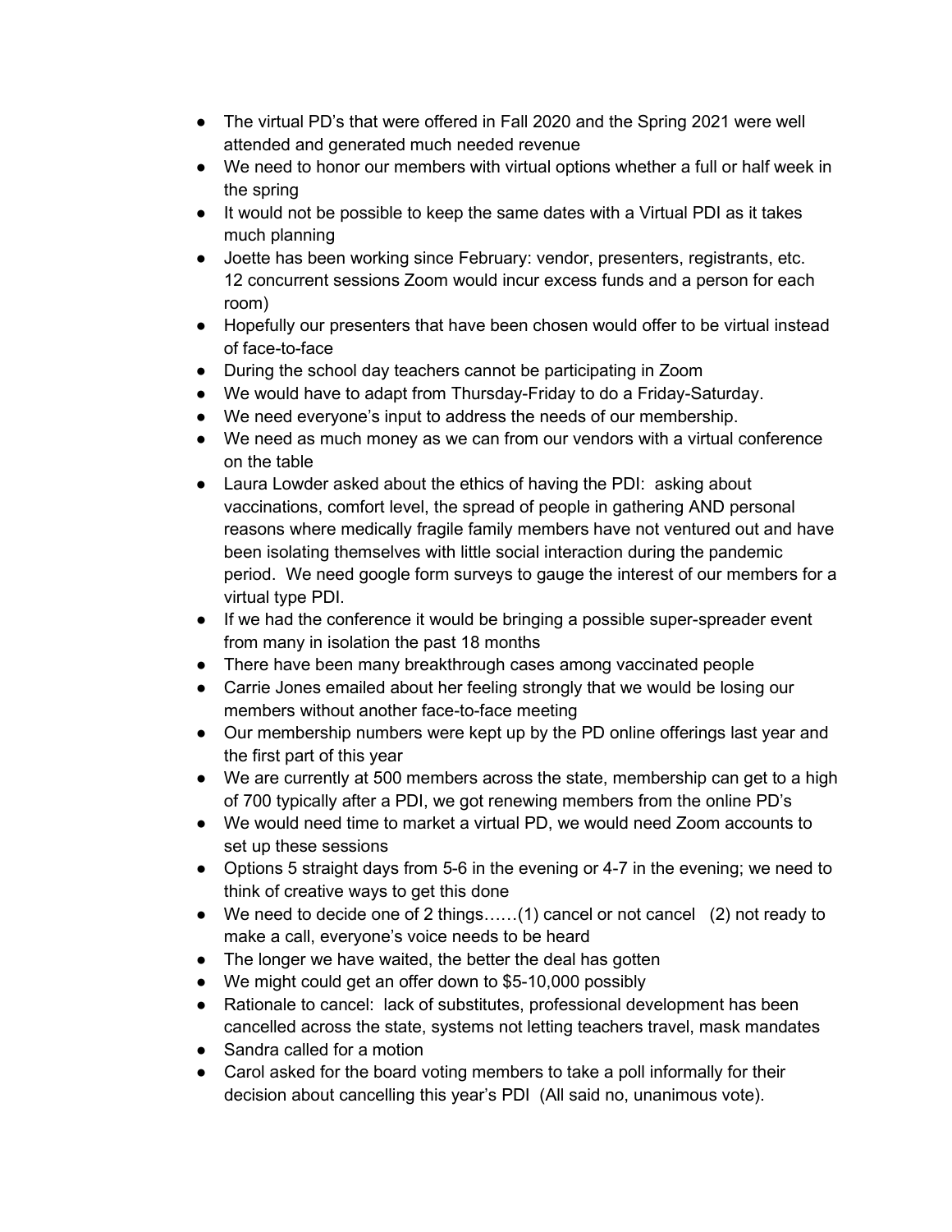- The virtual PD's that were offered in Fall 2020 and the Spring 2021 were well attended and generated much needed revenue
- We need to honor our members with virtual options whether a full or half week in the spring
- It would not be possible to keep the same dates with a Virtual PDI as it takes much planning
- Joette has been working since February: vendor, presenters, registrants, etc. 12 concurrent sessions Zoom would incur excess funds and a person for each room)
- Hopefully our presenters that have been chosen would offer to be virtual instead of face-to-face
- During the school day teachers cannot be participating in Zoom
- We would have to adapt from Thursday-Friday to do a Friday-Saturday.
- We need everyone's input to address the needs of our membership.
- We need as much money as we can from our vendors with a virtual conference on the table
- Laura Lowder asked about the ethics of having the PDI: asking about vaccinations, comfort level, the spread of people in gathering AND personal reasons where medically fragile family members have not ventured out and have been isolating themselves with little social interaction during the pandemic period. We need google form surveys to gauge the interest of our members for a virtual type PDI.
- If we had the conference it would be bringing a possible super-spreader event from many in isolation the past 18 months
- There have been many breakthrough cases among vaccinated people
- Carrie Jones emailed about her feeling strongly that we would be losing our members without another face-to-face meeting
- Our membership numbers were kept up by the PD online offerings last year and the first part of this year
- We are currently at 500 members across the state, membership can get to a high of 700 typically after a PDI, we got renewing members from the online PD's
- We would need time to market a virtual PD, we would need Zoom accounts to set up these sessions
- Options 5 straight days from 5-6 in the evening or 4-7 in the evening; we need to think of creative ways to get this done
- We need to decide one of 2 things……(1) cancel or not cancel (2) not ready to make a call, everyone's voice needs to be heard
- The longer we have waited, the better the deal has gotten
- We might could get an offer down to $5-10,000 possibly
- Rationale to cancel: lack of substitutes, professional development has been cancelled across the state, systems not letting teachers travel, mask mandates
- Sandra called for a motion
- Carol asked for the board voting members to take a poll informally for their decision about cancelling this year's PDI (All said no, unanimous vote).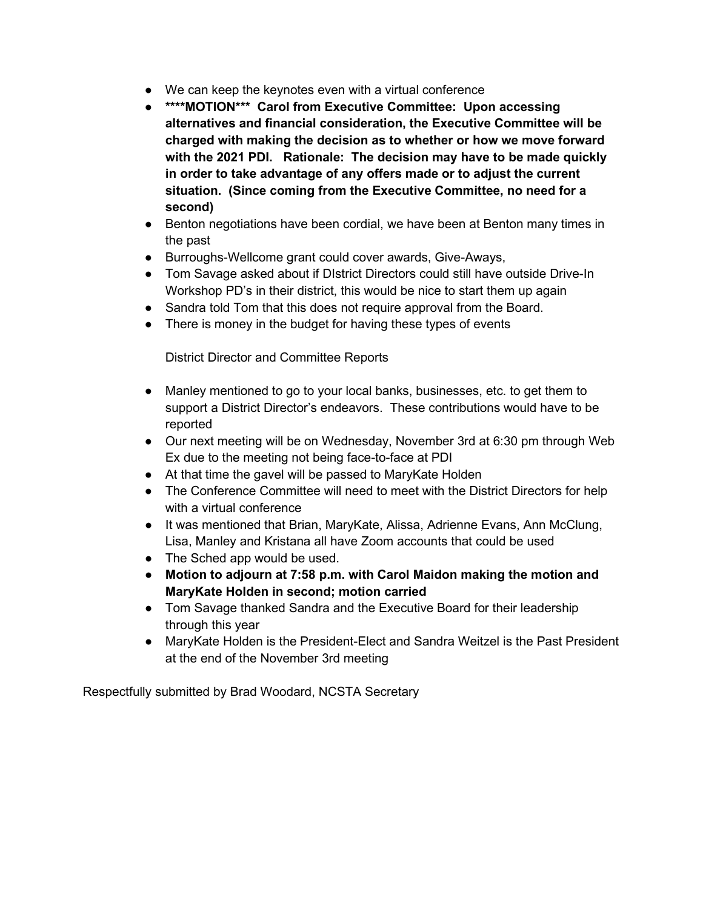- We can keep the keynotes even with a virtual conference
- **\*\*\*\*MOTION\*\*\* Carol from Executive Committee: Upon accessing alternatives and financial consideration, the Executive Committee will be charged with making the decision as to whether or how we move forward with the 2021 PDI. Rationale: The decision may have to be made quickly in order to take advantage of any offers made or to adjust the current situation. (Since coming from the Executive Committee, no need for a second)**
- Benton negotiations have been cordial, we have been at Benton many times in the past
- Burroughs-Wellcome grant could cover awards, Give-Aways,
- Tom Savage asked about if DIstrict Directors could still have outside Drive-In Workshop PD's in their district, this would be nice to start them up again
- Sandra told Tom that this does not require approval from the Board.
- There is money in the budget for having these types of events

District Director and Committee Reports

- Manley mentioned to go to your local banks, businesses, etc. to get them to support a District Director's endeavors. These contributions would have to be reported
- Our next meeting will be on Wednesday, November 3rd at 6:30 pm through Web Ex due to the meeting not being face-to-face at PDI
- At that time the gavel will be passed to MaryKate Holden
- The Conference Committee will need to meet with the District Directors for help with a virtual conference
- It was mentioned that Brian, MaryKate, Alissa, Adrienne Evans, Ann McClung, Lisa, Manley and Kristana all have Zoom accounts that could be used
- The Sched app would be used.
- **Motion to adjourn at 7:58 p.m. with Carol Maidon making the motion and MaryKate Holden in second; motion carried**
- Tom Savage thanked Sandra and the Executive Board for their leadership through this year
- MaryKate Holden is the President-Elect and Sandra Weitzel is the Past President at the end of the November 3rd meeting

Respectfully submitted by Brad Woodard, NCSTA Secretary